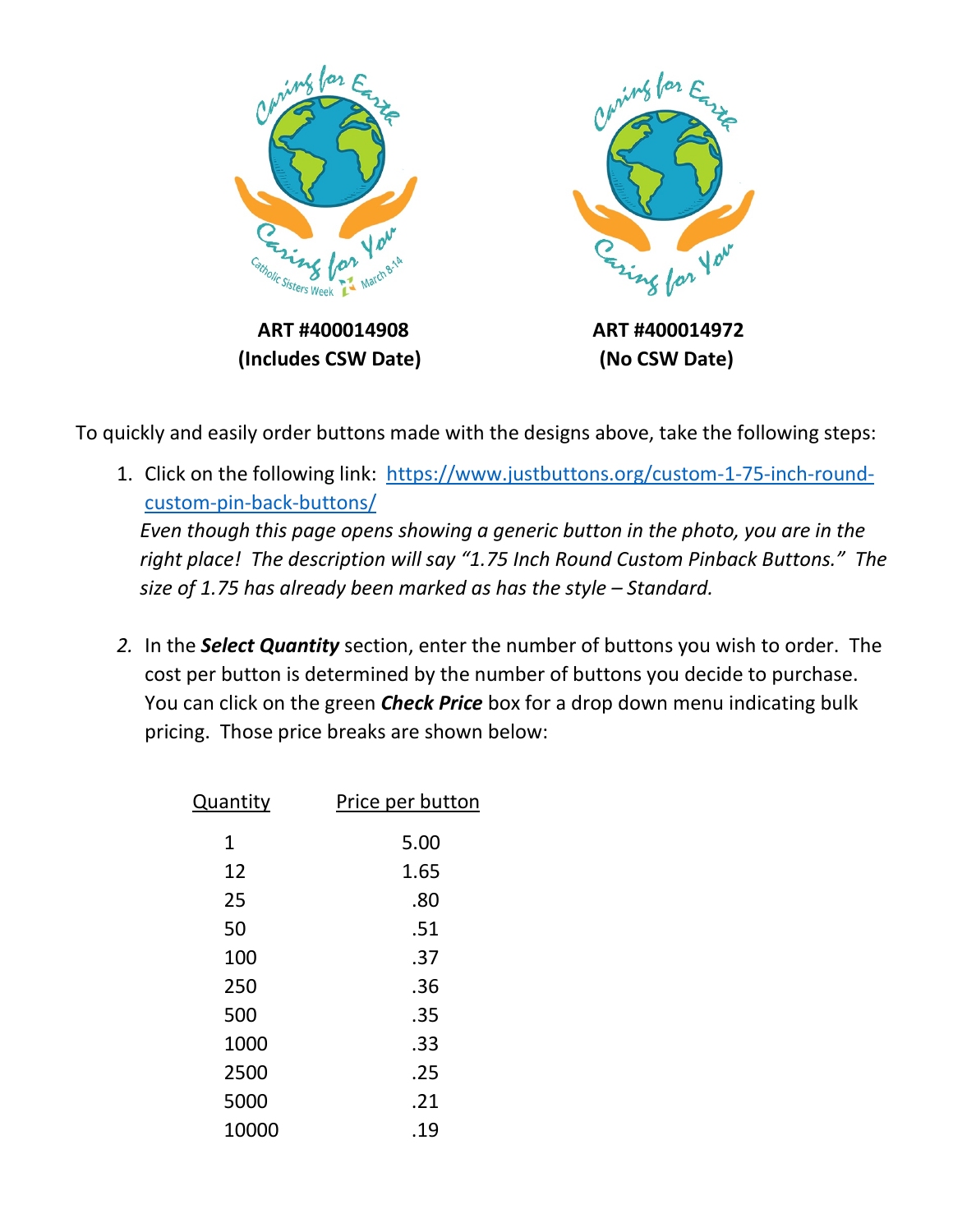**ART #400014908**
**(Includes CSW Date)**

**ART #400014972**
**(No CSW Date)**

To quickly and easily order buttons made with the designs above, take the following steps:

1. Click on the following link: [https://www.justbuttons.org/custom-1-75-inch-round-custom-pin-back-buttons/](https://www.justbuttons.org/custom-1-75-inch-round-custom-pin-back-buttons/)
   *Even though this page opens showing a generic button in the photo, you are in the right place! The description will say "1.75 Inch Round Custom Pinback Buttons." The size of 1.75 has already been marked as has the style – Standard.*

2. In the ***Select Quantity*** section, enter the number of buttons you wish to order. The cost per button is determined by the number of buttons you decide to purchase. You can click on the green ***Check Price*** box for a drop down menu indicating bulk pricing. Those price breaks are shown below:

| Quantity | Price per button |
|---|---|
| 1 | 5.00 |
| 12 | 1.65 |
| 25 | .80 |
| 50 | .51 |
| 100 | .37 |
| 250 | .36 |
| 500 | .35 |
| 1000 | .33 |
| 2500 | .25 |
| 5000 | .21 |
| 10000 | .19 |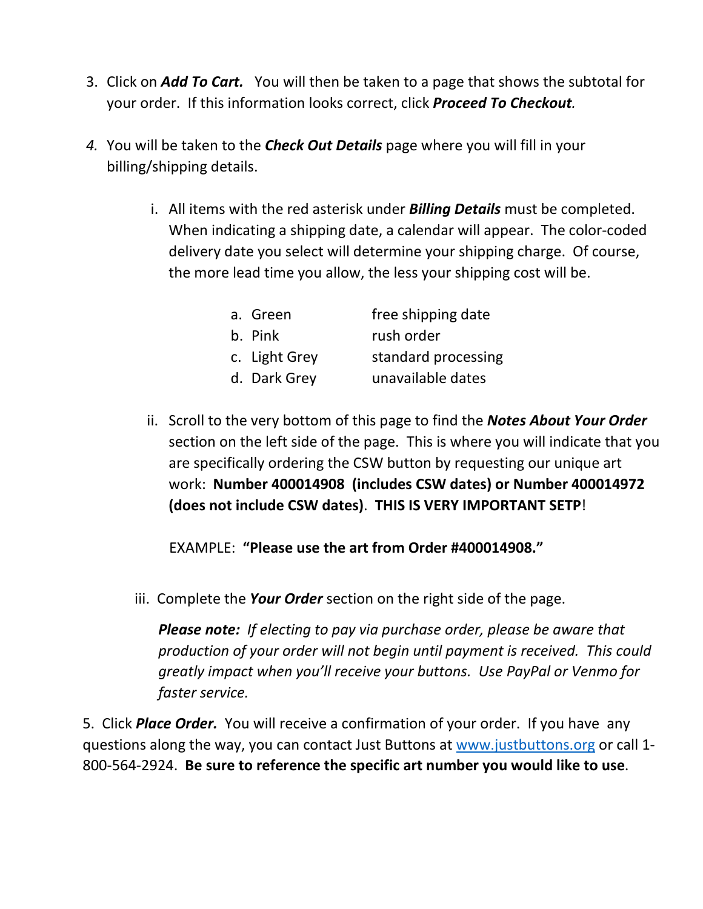3. Click on ***Add To Cart.*** You will then be taken to a page that shows the subtotal for your order. If this information looks correct, click ***Proceed To Checkout.***

4. You will be taken to the ***Check Out Details*** page where you will fill in your billing/shipping details.

   i. All items with the red asterisk under ***Billing Details*** must be completed. When indicating a shipping date, a calendar will appear. The color-coded delivery date you select will determine your shipping charge. Of course, the more lead time you allow, the less your shipping cost will be.

      a. Green — free shipping date
      b. Pink — rush order
      c. Light Grey — standard processing
      d. Dark Grey — unavailable dates

   ii. Scroll to the very bottom of this page to find the ***Notes About Your Order*** section on the left side of the page. This is where you will indicate that you are specifically ordering the CSW button by requesting our unique art work: **Number 400014908 (includes CSW dates) or Number 400014972 (does not include CSW dates)**. **THIS IS VERY IMPORTANT SETP**!

      EXAMPLE: **"Please use the art from Order #400014908."**

   iii. Complete the ***Your Order*** section on the right side of the page.

      ***Please note:*** *If electing to pay via purchase order, please be aware that production of your order will not begin until payment is received. This could greatly impact when you'll receive your buttons. Use PayPal or Venmo for faster service.*

5. Click ***Place Order.*** You will receive a confirmation of your order. If you have any questions along the way, you can contact Just Buttons at www.justbuttons.org or call 1-800-564-2924. **Be sure to reference the specific art number you would like to use**.